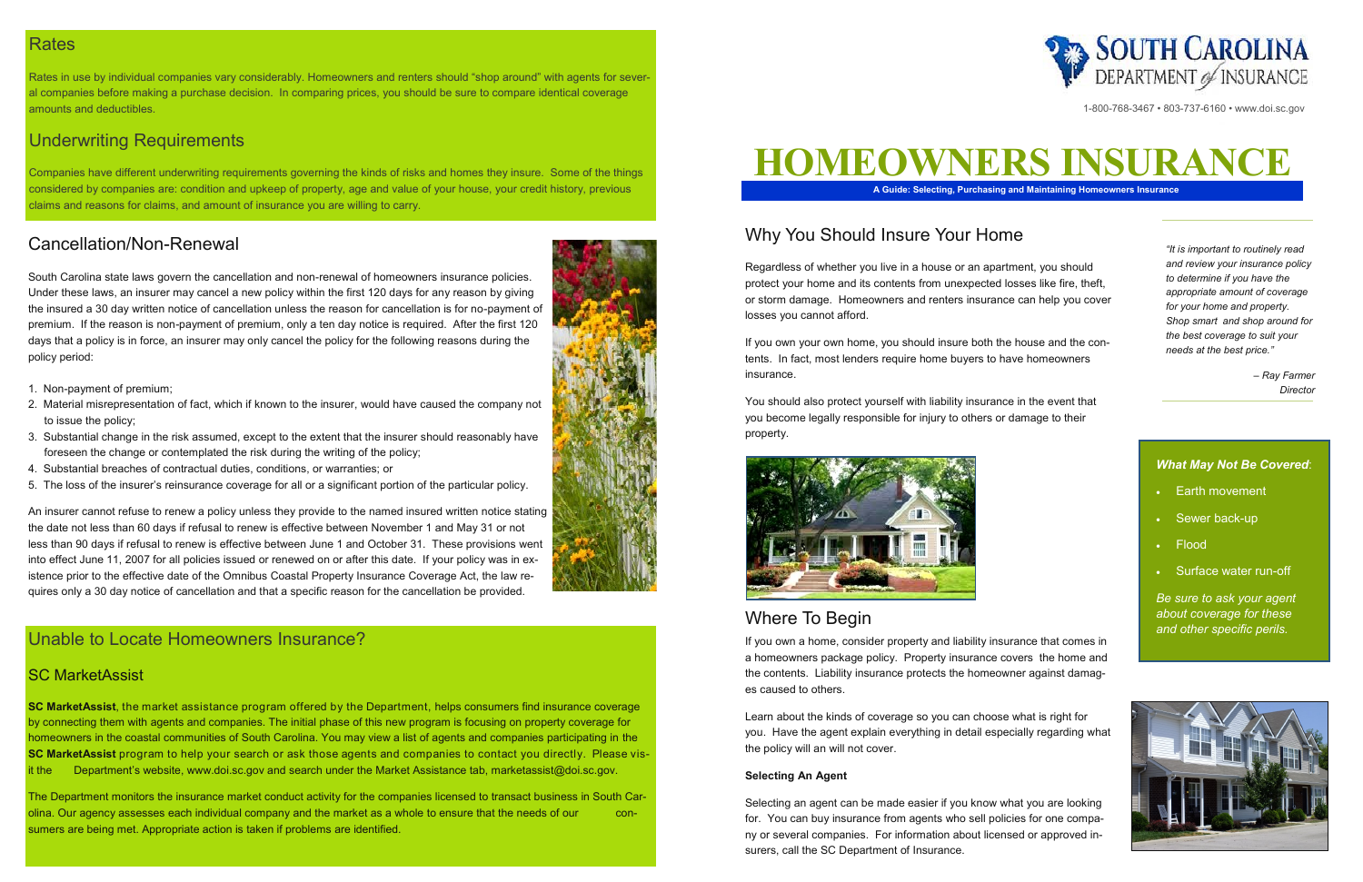## Rates

Rates in use by individual companies vary considerably. Homeowners and renters should "shop around" with agents for several companies before making a purchase decision. In comparing prices, you should be sure to compare identical coverage amounts and deductibles.

## Underwriting Requirements

Companies have different underwriting requirements governing the kinds of risks and homes they insure. Some of the things considered by companies are: condition and upkeep of property, age and value of your house, your credit history, previous claims and reasons for claims, and amount of insurance you are willing to carry.

## Cancellation/Non-Renewal

South Carolina state laws govern the cancellation and non-renewal of homeowners insurance policies. Under these laws, an insurer may cancel a new policy within the first 120 days for any reason by giving the insured a 30 day written notice of cancellation unless the reason for cancellation is for no-payment of premium. If the reason is non-payment of premium, only a ten day notice is required. After the first 120 days that a policy is in force, an insurer may only cancel the policy for the following reasons during the policy period:

1. Non-payment of premium;
2. Material misrepresentation of fact, which if known to the insurer, would have caused the company not to issue the policy;
3. Substantial change in the risk assumed, except to the extent that the insurer should reasonably have foreseen the change or contemplated the risk during the writing of the policy;
4. Substantial breaches of contractual duties, conditions, or warranties; or
5. The loss of the insurer's reinsurance coverage for all or a significant portion of the particular policy.

An insurer cannot refuse to renew a policy unless they provide to the named insured written notice stating the date not less than 60 days if refusal to renew is effective between November 1 and May 31 or not less than 90 days if refusal to renew is effective between June 1 and October 31. These provisions went into effect June 11, 2007 for all policies issued or renewed on or after this date. If your policy was in existence prior to the effective date of the Omnibus Coastal Property Insurance Coverage Act, the law requires only a 30 day notice of cancellation and that a specific reason for the cancellation be provided.

## Unable to Locate Homeowners Insurance?

### SC MarketAssist

**SC MarketAssist**, the market assistance program offered by the Department, helps consumers find insurance coverage by connecting them with agents and companies. The initial phase of this new program is focusing on property coverage for homeowners in the coastal communities of South Carolina. You may view a list of agents and companies participating in the **SC MarketAssist** program to help your search or ask those agents and companies to contact you directly. Please visit the Department's website, www.doi.sc.gov and search under the Market Assistance tab, marketassist@doi.sc.gov.

The Department monitors the insurance market conduct activity for the companies licensed to transact business in South Carolina. Our agency assesses each individual company and the market as a whole to ensure that the needs of our consumers are being met. Appropriate action is taken if problems are identified.

SOUTH CAROLINA DEPARTMENT of INSURANCE

1-800-768-3467 • 803-737-6160 • www.doi.sc.gov

# HOMEOWNERS INSURANCE

**A Guide: Selecting, Purchasing and Maintaining Homeowners Insurance**

## Why You Should Insure Your Home

Regardless of whether you live in a house or an apartment, you should protect your home and its contents from unexpected losses like fire, theft, or storm damage. Homeowners and renters insurance can help you cover losses you cannot afford.

If you own your own home, you should insure both the house and the contents. In fact, most lenders require home buyers to have homeowners insurance.

You should also protect yourself with liability insurance in the event that you become legally responsible for injury to others or damage to their property.

## Where To Begin

If you own a home, consider property and liability insurance that comes in a homeowners package policy. Property insurance covers the home and the contents. Liability insurance protects the homeowner against damages caused to others.

Learn about the kinds of coverage so you can choose what is right for you. Have the agent explain everything in detail especially regarding what the policy will an will not cover.

**Selecting An Agent**

Selecting an agent can be made easier if you know what you are looking for. You can buy insurance from agents who sell policies for one company or several companies. For information about licensed or approved insurers, call the SC Department of Insurance.

*"It is important to routinely read and review your insurance policy to determine if you have the appropriate amount of coverage for your home and property. Shop smart and shop around for the best coverage to suit your needs at the best price."*

*– Ray Farmer*
*Director*

***What May Not Be Covered***:

- Earth movement
- Sewer back-up
- Flood
- Surface water run-off

*Be sure to ask your agent about coverage for these and other specific perils.*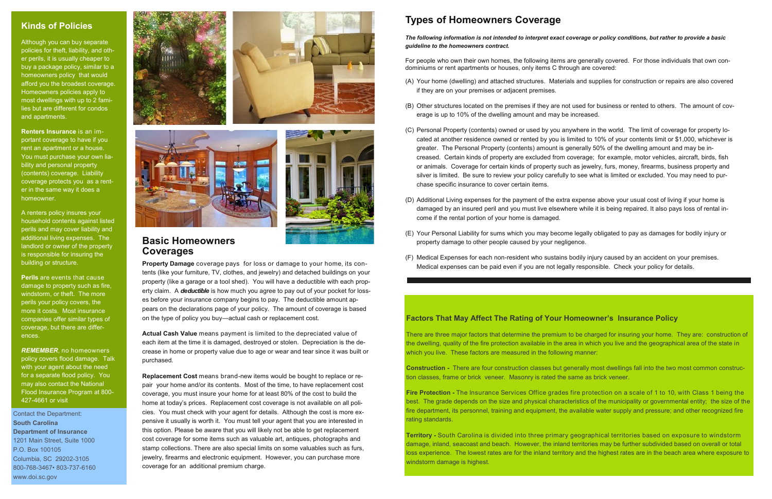## Kinds of Policies

Although you can buy separate policies for theft, liability, and other perils, it is usually cheaper to buy a package policy, similar to a homeowners policy that would afford you the broadest coverage. Homeowners policies apply to most dwellings with up to 2 families but are different for condos and apartments.

**Renters Insurance** is an important coverage to have if you rent an apartment or a house. You must purchase your own liability and personal property (contents) coverage. Liability coverage protects you as a renter in the same way it does a homeowner.

A renters policy insures your household contents against listed perils and may cover liability and additional living expenses. The landlord or owner of the property is responsible for insuring the building or structure.

**Perils** are events that cause damage to property such as fire, windstorm, or theft. The more perils your policy covers, the more it costs. Most insurance companies offer similar types of coverage, but there are differences.

***REMEMBER***, no homeowners policy covers flood damage. Talk with your agent about the need for a separate flood policy. You may also contact the National Flood Insurance Program at 800-427-4661 or visit

Contact the Department:
**South Carolina Department of Insurance**
1201 Main Street, Suite 1000
P.O. Box 100105
Columbia, SC 29202-3105
800-768-3467• 803-737-6160
www.doi.sc.gov

## Basic Homeowners Coverages

**Property Damage** coverage pays for loss or damage to your home, its contents (like your furniture, TV, clothes, and jewelry) and detached buildings on your property (like a garage or a tool shed). You will have a deductible with each property claim. A ***deductible*** is how much you agree to pay out of your pocket for losses before your insurance company begins to pay. The deductible amount appears on the declarations page of your policy. The amount of coverage is based on the type of policy you buy—actual cash or replacement cost.

**Actual Cash Value** means payment is limited to the depreciated value of each item at the time it is damaged, destroyed or stolen. Depreciation is the decrease in home or property value due to age or wear and tear since it was built or purchased.

**Replacement Cost** means brand-new items would be bought to replace or repair your home and/or its contents. Most of the time, to have replacement cost coverage, you must insure your home for at least 80% of the cost to build the home at today's prices. Replacement cost coverage is not available on all policies. You must check with your agent for details. Although the cost is more expensive it usually is worth it. You must tell your agent that you are interested in this option. Please be aware that you will likely not be able to get replacement cost coverage for some items such as valuable art, antiques, photographs and stamp collections. There are also special limits on some valuables such as furs, jewelry, firearms and electronic equipment. However, you can purchase more coverage for an additional premium charge.

## Types of Homeowners Coverage

***The following information is not intended to interpret exact coverage or policy conditions, but rather to provide a basic guideline to the homeowners contract.***

For people who own their own homes, the following items are generally covered. For those individuals that own condominiums or rent apartments or houses, only items C through are covered:

(A) Your home (dwelling) and attached structures. Materials and supplies for construction or repairs are also covered if they are on your premises or adjacent premises.

(B) Other structures located on the premises if they are not used for business or rented to others. The amount of coverage is up to 10% of the dwelling amount and may be increased.

(C) Personal Property (contents) owned or used by you anywhere in the world. The limit of coverage for property located at another residence owned or rented by you is limited to 10% of your contents limit or $1,000, whichever is greater. The Personal Property (contents) amount is generally 50% of the dwelling amount and may be increased. Certain kinds of property are excluded from coverage; for example, motor vehicles, aircraft, birds, fish or animals. Coverage for certain kinds of property such as jewelry, furs, money, firearms, business property and silver is limited. Be sure to review your policy carefully to see what is limited or excluded. You may need to purchase specific insurance to cover certain items.

(D) Additional Living expenses for the payment of the extra expense above your usual cost of living if your home is damaged by an insured peril and you must live elsewhere while it is being repaired. It also pays loss of rental income if the rental portion of your home is damaged.

(E) Your Personal Liability for sums which you may become legally obligated to pay as damages for bodily injury or property damage to other people caused by your negligence.

(F) Medical Expenses for each non-resident who sustains bodily injury caused by an accident on your premises. Medical expenses can be paid even if you are not legally responsible. Check your policy for details.

### Factors That May Affect The Rating of Your Homeowner's Insurance Policy

There are three major factors that determine the premium to be charged for insuring your home. They are: construction of the dwelling, quality of the fire protection available in the area in which you live and the geographical area of the state in which you live. These factors are measured in the following manner:

**Construction -** There are four construction classes but generally most dwellings fall into the two most common construction classes, frame or brick veneer. Masonry is rated the same as brick veneer.

**Fire Protection -** The Insurance Services Office grades fire protection on a scale of 1 to 10, with Class 1 being the best. The grade depends on the size and physical characteristics of the municipality or governmental entity; the size of the fire department, its personnel, training and equipment, the available water supply and pressure; and other recognized fire rating standards.

**Territory -** South Carolina is divided into three primary geographical territories based on exposure to windstorm damage, inland, seacoast and beach. However, the inland territories may be further subdivided based on overall or total loss experience. The lowest rates are for the inland territory and the highest rates are in the beach area where exposure to windstorm damage is highest.